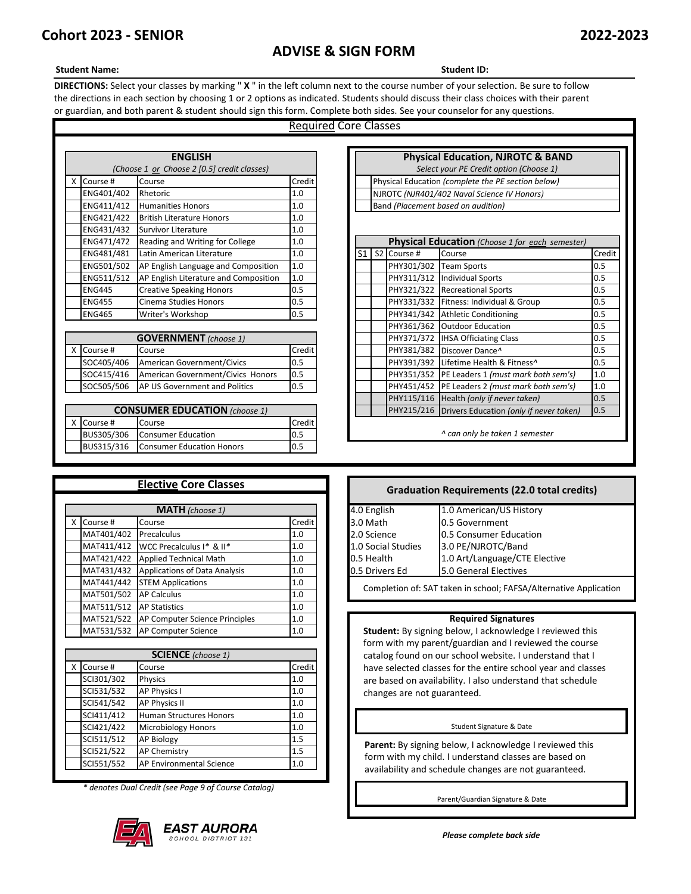# Cohort 2023 - SENIOR

**2022-2023**

## ADVISE & SIGN FORM

**Student Name:** **Student ID:**

**DIRECTIONS:** Select your classes by marking " **X** " in the left column next to the course number of your selection. Be sure to follow the directions in each section by choosing 1 or 2 options as indicated. Students should discuss their class choices with their parent or guardian, and both parent & student should sign this form. Complete both sides. See your counselor for any questions.

## Required Core Classes

**ENGLISH**
*(Choose 1 or Choose 2 [0.5] credit classes)*

| X | Course # | Course | Credit |
|---|---|---|---|
| | ENG401/402 | Rhetoric | 1.0 |
| | ENG411/412 | Humanities Honors | 1.0 |
| | ENG421/422 | British Literature Honors | 1.0 |
| | ENG431/432 | Survivor Literature | 1.0 |
| | ENG471/472 | Reading and Writing for College | 1.0 |
| | ENG481/481 | Latin American Literature | 1.0 |
| | ENG501/502 | AP English Language and Composition | 1.0 |
| | ENG511/512 | AP English Literature and Composition | 1.0 |
| | ENG445 | Creative Speaking Honors | 0.5 |
| | ENG455 | Cinema Studies Honors | 0.5 |
| | ENG465 | Writer's Workshop | 0.5 |

**GOVERNMENT** *(choose 1)*

| X | Course # | Course | Credit |
|---|---|---|---|
| | SOC405/406 | American Government/Civics | 0.5 |
| | SOC415/416 | American Government/Civics Honors | 0.5 |
| | SOC505/506 | AP US Government and Politics | 0.5 |

**CONSUMER EDUCATION** *(choose 1)*

| X | Course # | Course | Credit |
|---|---|---|---|
| | BUS305/306 | Consumer Education | 0.5 |
| | BUS315/316 | Consumer Education Honors | 0.5 |

**Physical Education, NJROTC & BAND**
*Select your PE Credit option (Choose 1)*

| | Option |
|---|---|
| | Physical Education *(complete the PE section below)* |
| | NJROTC *(NJR401/402 Naval Science IV Honors)* |
| | Band *(Placement based on audition)* |

**Physical Education** *(Choose 1 for each semester)*

| S1 | S2 | Course # | Course | Credit |
|---|---|---|---|---|
| | | PHY301/302 | Team Sports | 0.5 |
| | | PHY311/312 | Individual Sports | 0.5 |
| | | PHY321/322 | Recreational Sports | 0.5 |
| | | PHY331/332 | Fitness: Individual & Group | 0.5 |
| | | PHY341/342 | Athletic Conditioning | 0.5 |
| | | PHY361/362 | Outdoor Education | 0.5 |
| | | PHY371/372 | IHSA Officiating Class | 0.5 |
| | | PHY381/382 | Discover Dance^ | 0.5 |
| | | PHY391/392 | Lifetime Health & Fitness^ | 0.5 |
| | | PHY351/352 | PE Leaders 1 *(must mark both sem's)* | 1.0 |
| | | PHY451/452 | PE Leaders 2 *(must mark both sem's)* | 1.0 |
| | | PHY115/116 | Health *(only if never taken)* | 0.5 |
| | | PHY215/216 | Drivers Education *(only if never taken)* | 0.5 |

*^ can only be taken 1 semester*

## Elective Core Classes

**MATH** *(choose 1)*

| X | Course # | Course | Credit |
|---|---|---|---|
| | MAT401/402 | Precalculus | 1.0 |
| | MAT411/412 | WCC Precalculus I* & II* | 1.0 |
| | MAT421/422 | Applied Technical Math | 1.0 |
| | MAT431/432 | Applications of Data Analysis | 1.0 |
| | MAT441/442 | STEM Applications | 1.0 |
| | MAT501/502 | AP Calculus | 1.0 |
| | MAT511/512 | AP Statistics | 1.0 |
| | MAT521/522 | AP Computer Science Principles | 1.0 |
| | MAT531/532 | AP Computer Science | 1.0 |

**SCIENCE** *(choose 1)*

| X | Course # | Course | Credit |
|---|---|---|---|
| | SCI301/302 | Physics | 1.0 |
| | SCI531/532 | AP Physics I | 1.0 |
| | SCI541/542 | AP Physics II | 1.0 |
| | SCI411/412 | Human Structures Honors | 1.0 |
| | SCI421/422 | Microbiology Honors | 1.0 |
| | SCI511/512 | AP Biology | 1.5 |
| | SCI521/522 | AP Chemistry | 1.5 |
| | SCI551/552 | AP Environmental Science | 1.0 |

*\* denotes Dual Credit (see Page 9 of Course Catalog)*

## Graduation Requirements (22.0 total credits)

| | |
|---|---|
| 4.0 English | 1.0 American/US History |
| 3.0 Math | 0.5 Government |
| 2.0 Science | 0.5 Consumer Education |
| 1.0 Social Studies | 3.0 PE/NJROTC/Band |
| 0.5 Health | 1.0 Art/Language/CTE Elective |
| 0.5 Drivers Ed | 5.0 General Electives |

Completion of: SAT taken in school; FAFSA/Alternative Application

**Required Signatures**

**Student:** By signing below, I acknowledge I reviewed this form with my parent/guardian and I reviewed the course catalog found on our school website. I understand that I have selected classes for the entire school year and classes are based on availability. I also understand that schedule changes are not guaranteed.

Student Signature & Date

**Parent:** By signing below, I acknowledge I reviewed this form with my child. I understand classes are based on availability and schedule changes are not guaranteed.

Parent/Guardian Signature & Date

EAST AURORA
SCHOOL DISTRICT 131

***Please complete back side***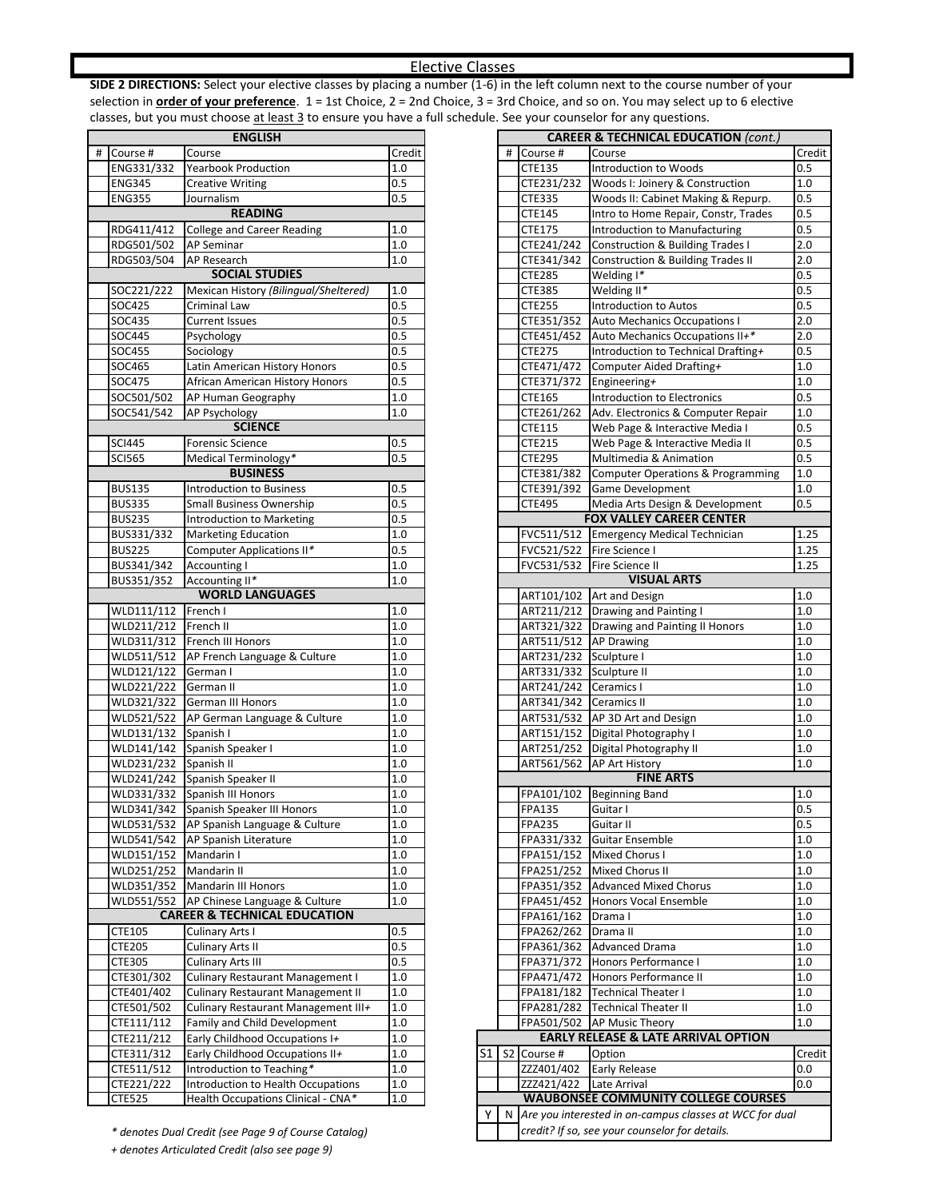# Elective Classes

**SIDE 2 DIRECTIONS:** Select your elective classes by placing a number (1-6) in the left column next to the course number of your selection in **order of your preference**. 1 = 1st Choice, 2 = 2nd Choice, 3 = 3rd Choice, and so on. You may select up to 6 elective classes, but you must choose at least 3 to ensure you have a full schedule. See your counselor for any questions.

| # | Course # | Course | Credit |
|---|---|---|---|
| | **ENGLISH** | | |
| | ENG331/332 | Yearbook Production | 1.0 |
| | ENG345 | Creative Writing | 0.5 |
| | ENG355 | Journalism | 0.5 |
| | **READING** | | |
| | RDG411/412 | College and Career Reading | 1.0 |
| | RDG501/502 | AP Seminar | 1.0 |
| | RDG503/504 | AP Research | 1.0 |
| | **SOCIAL STUDIES** | | |
| | SOC221/222 | Mexican History *(Bilingual/Sheltered)* | 1.0 |
| | SOC425 | Criminal Law | 0.5 |
| | SOC435 | Current Issues | 0.5 |
| | SOC445 | Psychology | 0.5 |
| | SOC455 | Sociology | 0.5 |
| | SOC465 | Latin American History Honors | 0.5 |
| | SOC475 | African American History Honors | 0.5 |
| | SOC501/502 | AP Human Geography | 1.0 |
| | SOC541/542 | AP Psychology | 1.0 |
| | **SCIENCE** | | |
| | SCI445 | Forensic Science | 0.5 |
| | SCI565 | Medical Terminology* | 0.5 |
| | **BUSINESS** | | |
| | BUS135 | Introduction to Business | 0.5 |
| | BUS335 | Small Business Ownership | 0.5 |
| | BUS235 | Introduction to Marketing | 0.5 |
| | BUS331/332 | Marketing Education | 1.0 |
| | BUS225 | Computer Applications II* | 0.5 |
| | BUS341/342 | Accounting I | 1.0 |
| | BUS351/352 | Accounting II* | 1.0 |
| | **WORLD LANGUAGES** | | |
| | WLD111/112 | French I | 1.0 |
| | WLD211/212 | French II | 1.0 |
| | WLD311/312 | French III Honors | 1.0 |
| | WLD511/512 | AP French Language & Culture | 1.0 |
| | WLD121/122 | German I | 1.0 |
| | WLD221/222 | German II | 1.0 |
| | WLD321/322 | German III Honors | 1.0 |
| | WLD521/522 | AP German Language & Culture | 1.0 |
| | WLD131/132 | Spanish I | 1.0 |
| | WLD141/142 | Spanish Speaker I | 1.0 |
| | WLD231/232 | Spanish II | 1.0 |
| | WLD241/242 | Spanish Speaker II | 1.0 |
| | WLD331/332 | Spanish III Honors | 1.0 |
| | WLD341/342 | Spanish Speaker III Honors | 1.0 |
| | WLD531/532 | AP Spanish Language & Culture | 1.0 |
| | WLD541/542 | AP Spanish Literature | 1.0 |
| | WLD151/152 | Mandarin I | 1.0 |
| | WLD251/252 | Mandarin II | 1.0 |
| | WLD351/352 | Mandarin III Honors | 1.0 |
| | WLD551/552 | AP Chinese Language & Culture | 1.0 |
| | **CAREER & TECHNICAL EDUCATION** | | |
| | CTE105 | Culinary Arts I | 0.5 |
| | CTE205 | Culinary Arts II | 0.5 |
| | CTE305 | Culinary Arts III | 0.5 |
| | CTE301/302 | Culinary Restaurant Management I | 1.0 |
| | CTE401/402 | Culinary Restaurant Management II | 1.0 |
| | CTE501/502 | Culinary Restaurant Management III+ | 1.0 |
| | CTE111/112 | Family and Child Development | 1.0 |
| | CTE211/212 | Early Childhood Occupations I+ | 1.0 |
| | CTE311/312 | Early Childhood Occupations II+ | 1.0 |
| | CTE511/512 | Introduction to Teaching* | 1.0 |
| | CTE221/222 | Introduction to Health Occupations | 1.0 |
| | CTE525 | Health Occupations Clinical - CNA* | 1.0 |

*\* denotes Dual Credit (see Page 9 of Course Catalog)*

*+ denotes Articulated Credit (also see page 9)*

| # | Course # | Course | Credit |
|---|---|---|---|
| | **CAREER & TECHNICAL EDUCATION** *(cont.)* | | |
| | CTE135 | Introduction to Woods | 0.5 |
| | CTE231/232 | Woods I: Joinery & Construction | 1.0 |
| | CTE335 | Woods II: Cabinet Making & Repurp. | 0.5 |
| | CTE145 | Intro to Home Repair, Constr, Trades | 0.5 |
| | CTE175 | Introduction to Manufacturing | 0.5 |
| | CTE241/242 | Construction & Building Trades I | 2.0 |
| | CTE341/342 | Construction & Building Trades II | 2.0 |
| | CTE285 | Welding I* | 0.5 |
| | CTE385 | Welding II* | 0.5 |
| | CTE255 | Introduction to Autos | 0.5 |
| | CTE351/352 | Auto Mechanics Occupations I | 2.0 |
| | CTE451/452 | Auto Mechanics Occupations II+* | 2.0 |
| | CTE275 | Introduction to Technical Drafting+ | 0.5 |
| | CTE471/472 | Computer Aided Drafting+ | 1.0 |
| | CTE371/372 | Engineering+ | 1.0 |
| | CTE165 | Introduction to Electronics | 0.5 |
| | CTE261/262 | Adv. Electronics & Computer Repair | 1.0 |
| | CTE115 | Web Page & Interactive Media I | 0.5 |
| | CTE215 | Web Page & Interactive Media II | 0.5 |
| | CTE295 | Multimedia & Animation | 0.5 |
| | CTE381/382 | Computer Operations & Programming | 1.0 |
| | CTE391/392 | Game Development | 1.0 |
| | CTE495 | Media Arts Design & Development | 0.5 |
| | **FOX VALLEY CAREER CENTER** | | |
| | FVC511/512 | Emergency Medical Technician | 1.25 |
| | FVC521/522 | Fire Science I | 1.25 |
| | FVC531/532 | Fire Science II | 1.25 |
| | **VISUAL ARTS** | | |
| | ART101/102 | Art and Design | 1.0 |
| | ART211/212 | Drawing and Painting I | 1.0 |
| | ART321/322 | Drawing and Painting II Honors | 1.0 |
| | ART511/512 | AP Drawing | 1.0 |
| | ART231/232 | Sculpture I | 1.0 |
| | ART331/332 | Sculpture II | 1.0 |
| | ART241/242 | Ceramics I | 1.0 |
| | ART341/342 | Ceramics II | 1.0 |
| | ART531/532 | AP 3D Art and Design | 1.0 |
| | ART151/152 | Digital Photography I | 1.0 |
| | ART251/252 | Digital Photography II | 1.0 |
| | ART561/562 | AP Art History | 1.0 |
| | **FINE ARTS** | | |
| | FPA101/102 | Beginning Band | 1.0 |
| | FPA135 | Guitar I | 0.5 |
| | FPA235 | Guitar II | 0.5 |
| | FPA331/332 | Guitar Ensemble | 1.0 |
| | FPA151/152 | Mixed Chorus I | 1.0 |
| | FPA251/252 | Mixed Chorus II | 1.0 |
| | FPA351/352 | Advanced Mixed Chorus | 1.0 |
| | FPA451/452 | Honors Vocal Ensemble | 1.0 |
| | FPA161/162 | Drama I | 1.0 |
| | FPA262/262 | Drama II | 1.0 |
| | FPA361/362 | Advanced Drama | 1.0 |
| | FPA371/372 | Honors Performance I | 1.0 |
| | FPA471/472 | Honors Performance II | 1.0 |
| | FPA181/182 | Technical Theater I | 1.0 |
| | FPA281/282 | Technical Theater II | 1.0 |
| | FPA501/502 | AP Music Theory | 1.0 |

| S1 | S2 | Course # | Option | Credit |
|---|---|---|---|---|
| | | **EARLY RELEASE & LATE ARRIVAL OPTION** | | |
| | | ZZZ401/402 | Early Release | 0.0 |
| | | ZZZ421/422 | Late Arrival | 0.0 |

| Y | N | WAUBONSEE COMMUNITY COLLEGE COURSES |
|---|---|---|
| | | *Are you interested in on-campus classes at WCC for dual credit? If so, see your counselor for details.* |